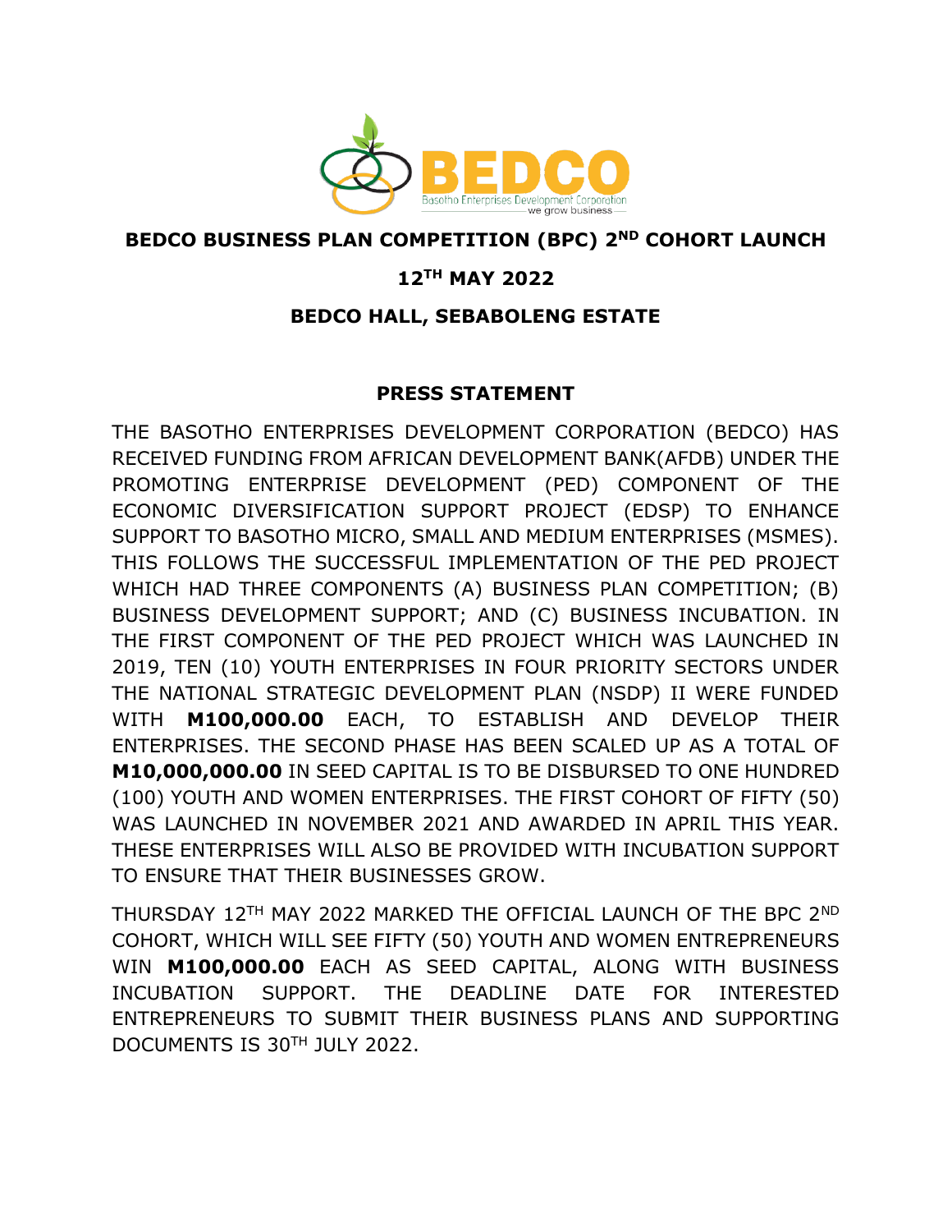BEDCO

Basotho Enterprises Development Corporation

we grow business

**BEDCO BUSINESS PLAN COMPETITION (BPC) 2ND COHORT LAUNCH**

**12TH MAY 2022**

**BEDCO HALL, SEBABOLENG ESTATE**

## PRESS STATEMENT

THE BASOTHO ENTERPRISES DEVELOPMENT CORPORATION (BEDCO) HAS RECEIVED FUNDING FROM AFRICAN DEVELOPMENT BANK(AFDB) UNDER THE PROMOTING ENTERPRISE DEVELOPMENT (PED) COMPONENT OF THE ECONOMIC DIVERSIFICATION SUPPORT PROJECT (EDSP) TO ENHANCE SUPPORT TO BASOTHO MICRO, SMALL AND MEDIUM ENTERPRISES (MSMES). THIS FOLLOWS THE SUCCESSFUL IMPLEMENTATION OF THE PED PROJECT WHICH HAD THREE COMPONENTS (A) BUSINESS PLAN COMPETITION; (B) BUSINESS DEVELOPMENT SUPPORT; AND (C) BUSINESS INCUBATION. IN THE FIRST COMPONENT OF THE PED PROJECT WHICH WAS LAUNCHED IN 2019, TEN (10) YOUTH ENTERPRISES IN FOUR PRIORITY SECTORS UNDER THE NATIONAL STRATEGIC DEVELOPMENT PLAN (NSDP) II WERE FUNDED WITH **M100,000.00** EACH, TO ESTABLISH AND DEVELOP THEIR ENTERPRISES. THE SECOND PHASE HAS BEEN SCALED UP AS A TOTAL OF **M10,000,000.00** IN SEED CAPITAL IS TO BE DISBURSED TO ONE HUNDRED (100) YOUTH AND WOMEN ENTERPRISES. THE FIRST COHORT OF FIFTY (50) WAS LAUNCHED IN NOVEMBER 2021 AND AWARDED IN APRIL THIS YEAR. THESE ENTERPRISES WILL ALSO BE PROVIDED WITH INCUBATION SUPPORT TO ENSURE THAT THEIR BUSINESSES GROW.

THURSDAY 12TH MAY 2022 MARKED THE OFFICIAL LAUNCH OF THE BPC 2ND COHORT, WHICH WILL SEE FIFTY (50) YOUTH AND WOMEN ENTREPRENEURS WIN **M100,000.00** EACH AS SEED CAPITAL, ALONG WITH BUSINESS INCUBATION SUPPORT. THE DEADLINE DATE FOR INTERESTED ENTREPRENEURS TO SUBMIT THEIR BUSINESS PLANS AND SUPPORTING DOCUMENTS IS 30TH JULY 2022.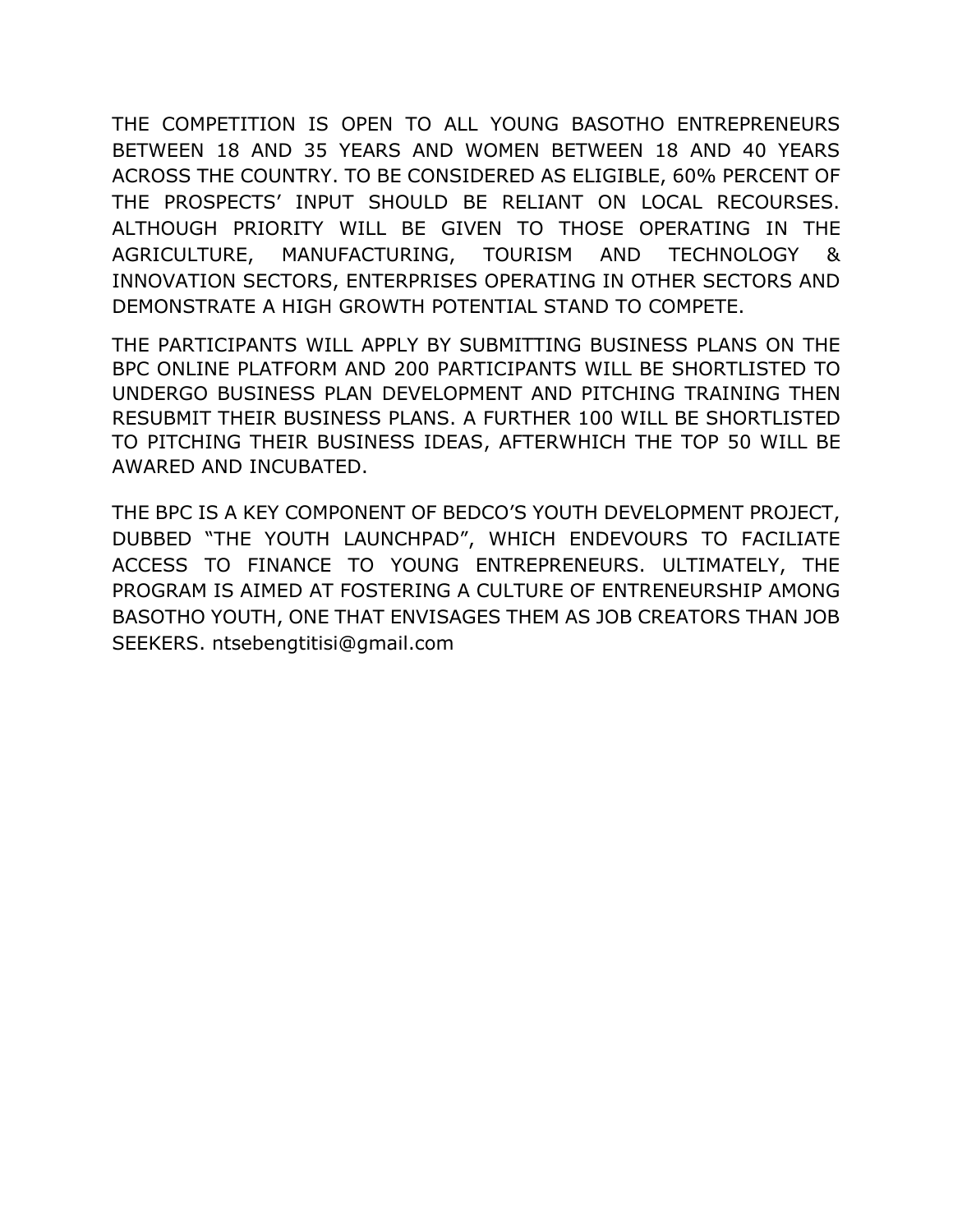THE COMPETITION IS OPEN TO ALL YOUNG BASOTHO ENTREPRENEURS BETWEEN 18 AND 35 YEARS AND WOMEN BETWEEN 18 AND 40 YEARS ACROSS THE COUNTRY. TO BE CONSIDERED AS ELIGIBLE, 60% PERCENT OF THE PROSPECTS' INPUT SHOULD BE RELIANT ON LOCAL RECOURSES. ALTHOUGH PRIORITY WILL BE GIVEN TO THOSE OPERATING IN THE AGRICULTURE, MANUFACTURING, TOURISM AND TECHNOLOGY & INNOVATION SECTORS, ENTERPRISES OPERATING IN OTHER SECTORS AND DEMONSTRATE A HIGH GROWTH POTENTIAL STAND TO COMPETE.

THE PARTICIPANTS WILL APPLY BY SUBMITTING BUSINESS PLANS ON THE BPC ONLINE PLATFORM AND 200 PARTICIPANTS WILL BE SHORTLISTED TO UNDERGO BUSINESS PLAN DEVELOPMENT AND PITCHING TRAINING THEN RESUBMIT THEIR BUSINESS PLANS. A FURTHER 100 WILL BE SHORTLISTED TO PITCHING THEIR BUSINESS IDEAS, AFTERWHICH THE TOP 50 WILL BE AWARED AND INCUBATED.

THE BPC IS A KEY COMPONENT OF BEDCO'S YOUTH DEVELOPMENT PROJECT, DUBBED "THE YOUTH LAUNCHPAD", WHICH ENDEVOURS TO FACILIATE ACCESS TO FINANCE TO YOUNG ENTREPRENEURS. ULTIMATELY, THE PROGRAM IS AIMED AT FOSTERING A CULTURE OF ENTRENEURSHIP AMONG BASOTHO YOUTH, ONE THAT ENVISAGES THEM AS JOB CREATORS THAN JOB SEEKERS. ntsebengtitisi@gmail.com